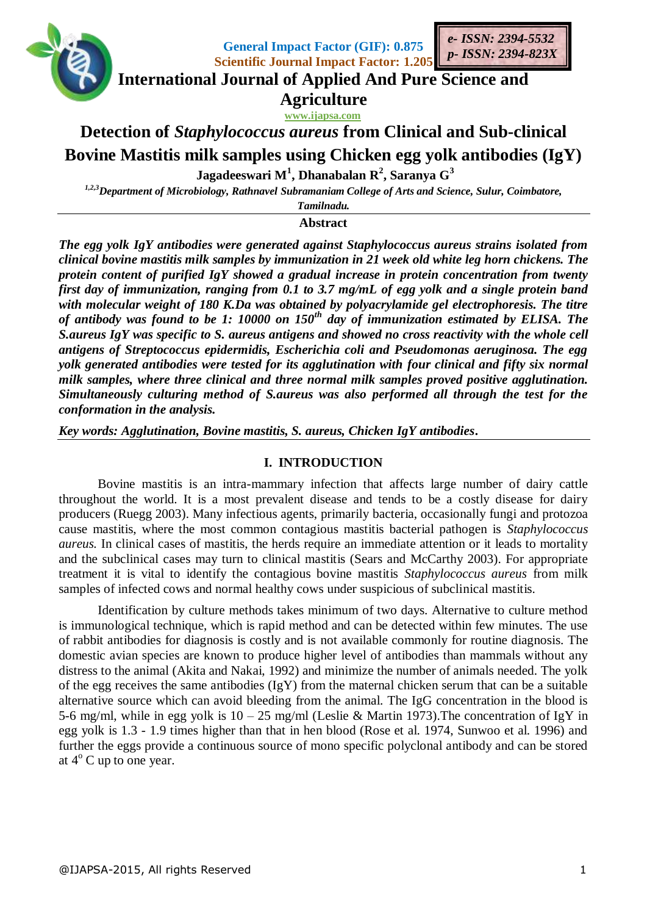General Impact Factor (GIF): 0.875
Scientific Journal Impact Factor: 1.205

*e- ISSN: 2394-5532*
*p- ISSN: 2394-823X*

# International Journal of Applied And Pure Science and Agriculture

www.ijapsa.com

# Detection of *Staphylococcus aureus* from Clinical and Sub-clinical Bovine Mastitis milk samples using Chicken egg yolk antibodies (IgY)

**Jagadeeswari M[1], Dhanabalan R[2], Saranya G[3]**

*[1,2,3]Department of Microbiology, Rathnavel Subramaniam College of Arts and Science, Sulur, Coimbatore, Tamilnadu.*

## Abstract

***The egg yolk IgY antibodies were generated against Staphylococcus aureus strains isolated from clinical bovine mastitis milk samples by immunization in 21 week old white leg horn chickens. The protein content of purified IgY showed a gradual increase in protein concentration from twenty first day of immunization, ranging from 0.1 to 3.7 mg/mL of egg yolk and a single protein band with molecular weight of 180 K.Da was obtained by polyacrylamide gel electrophoresis. The titre of antibody was found to be 1: 10000 on 150$^{th}$ day of immunization estimated by ELISA. The S.aureus IgY was specific to S. aureus antigens and showed no cross reactivity with the whole cell antigens of Streptococcus epidermidis, Escherichia coli and Pseudomonas aeruginosa. The egg yolk generated antibodies were tested for its agglutination with four clinical and fifty six normal milk samples, where three clinical and three normal milk samples proved positive agglutination. Simultaneously culturing method of S.aureus was also performed all through the test for the conformation in the analysis.***

***Key words: Agglutination, Bovine mastitis, S. aureus, Chicken IgY antibodies.***

## I. INTRODUCTION

Bovine mastitis is an intra-mammary infection that affects large number of dairy cattle throughout the world. It is a most prevalent disease and tends to be a costly disease for dairy producers (Ruegg 2003). Many infectious agents, primarily bacteria, occasionally fungi and protozoa cause mastitis, where the most common contagious mastitis bacterial pathogen is *Staphylococcus aureus.* In clinical cases of mastitis, the herds require an immediate attention or it leads to mortality and the subclinical cases may turn to clinical mastitis (Sears and McCarthy 2003). For appropriate treatment it is vital to identify the contagious bovine mastitis *Staphylococcus aureus* from milk samples of infected cows and normal healthy cows under suspicious of subclinical mastitis.

Identification by culture methods takes minimum of two days. Alternative to culture method is immunological technique, which is rapid method and can be detected within few minutes. The use of rabbit antibodies for diagnosis is costly and is not available commonly for routine diagnosis. The domestic avian species are known to produce higher level of antibodies than mammals without any distress to the animal (Akita and Nakai, 1992) and minimize the number of animals needed. The yolk of the egg receives the same antibodies (IgY) from the maternal chicken serum that can be a suitable alternative source which can avoid bleeding from the animal. The IgG concentration in the blood is 5-6 mg/ml, while in egg yolk is 10 – 25 mg/ml (Leslie & Martin 1973).The concentration of IgY in egg yolk is 1.3 - 1.9 times higher than that in hen blood (Rose et al. 1974, Sunwoo et al. 1996) and further the eggs provide a continuous source of mono specific polyclonal antibody and can be stored at 4$^{o}$ C up to one year.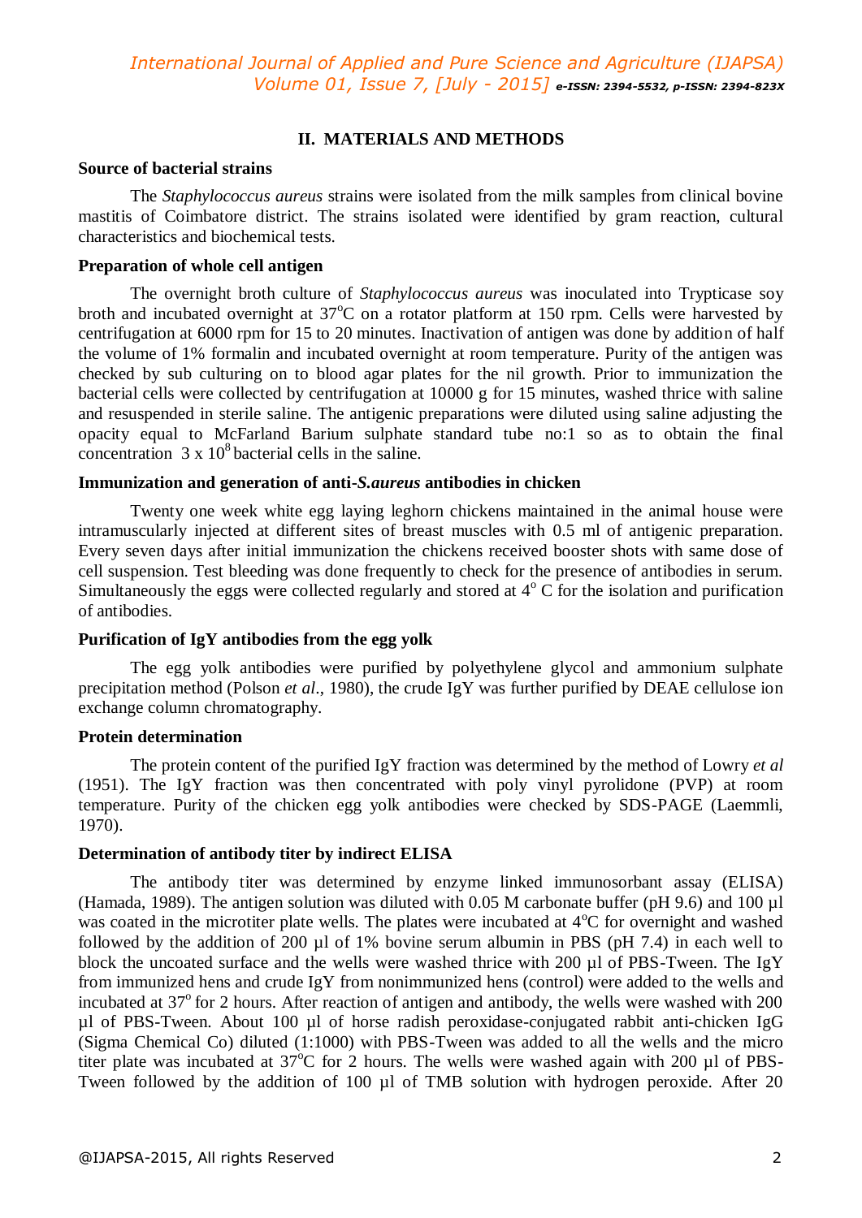## II. MATERIALS AND METHODS

**Source of bacterial strains**

The *Staphylococcus aureus* strains were isolated from the milk samples from clinical bovine mastitis of Coimbatore district. The strains isolated were identified by gram reaction, cultural characteristics and biochemical tests.

**Preparation of whole cell antigen**

The overnight broth culture of *Staphylococcus aureus* was inoculated into Trypticase soy broth and incubated overnight at 37$^{o}$C on a rotator platform at 150 rpm. Cells were harvested by centrifugation at 6000 rpm for 15 to 20 minutes. Inactivation of antigen was done by addition of half the volume of 1% formalin and incubated overnight at room temperature. Purity of the antigen was checked by sub culturing on to blood agar plates for the nil growth. Prior to immunization the bacterial cells were collected by centrifugation at 10000 g for 15 minutes, washed thrice with saline and resuspended in sterile saline. The antigenic preparations were diluted using saline adjusting the opacity equal to McFarland Barium sulphate standard tube no:1 so as to obtain the final concentration $3 \times 10^{8}$ bacterial cells in the saline.

**Immunization and generation of anti-*S.aureus* antibodies in chicken**

Twenty one week white egg laying leghorn chickens maintained in the animal house were intramuscularly injected at different sites of breast muscles with 0.5 ml of antigenic preparation. Every seven days after initial immunization the chickens received booster shots with same dose of cell suspension. Test bleeding was done frequently to check for the presence of antibodies in serum. Simultaneously the eggs were collected regularly and stored at 4$^{o}$ C for the isolation and purification of antibodies.

**Purification of IgY antibodies from the egg yolk**

The egg yolk antibodies were purified by polyethylene glycol and ammonium sulphate precipitation method (Polson *et al*., 1980), the crude IgY was further purified by DEAE cellulose ion exchange column chromatography.

**Protein determination**

The protein content of the purified IgY fraction was determined by the method of Lowry *et al* (1951). The IgY fraction was then concentrated with poly vinyl pyrolidone (PVP) at room temperature. Purity of the chicken egg yolk antibodies were checked by SDS-PAGE (Laemmli, 1970).

**Determination of antibody titer by indirect ELISA**

The antibody titer was determined by enzyme linked immunosorbant assay (ELISA) (Hamada, 1989). The antigen solution was diluted with 0.05 M carbonate buffer (pH 9.6) and 100 µl was coated in the microtiter plate wells. The plates were incubated at 4$^{o}$C for overnight and washed followed by the addition of 200 µl of 1% bovine serum albumin in PBS (pH 7.4) in each well to block the uncoated surface and the wells were washed thrice with 200 µl of PBS-Tween. The IgY from immunized hens and crude IgY from nonimmunized hens (control) were added to the wells and incubated at 37$^{o}$ for 2 hours. After reaction of antigen and antibody, the wells were washed with 200 µl of PBS-Tween. About 100 µl of horse radish peroxidase-conjugated rabbit anti-chicken IgG (Sigma Chemical Co) diluted (1:1000) with PBS-Tween was added to all the wells and the micro titer plate was incubated at 37$^{o}$C for 2 hours. The wells were washed again with 200 µl of PBS-Tween followed by the addition of 100 µl of TMB solution with hydrogen peroxide. After 20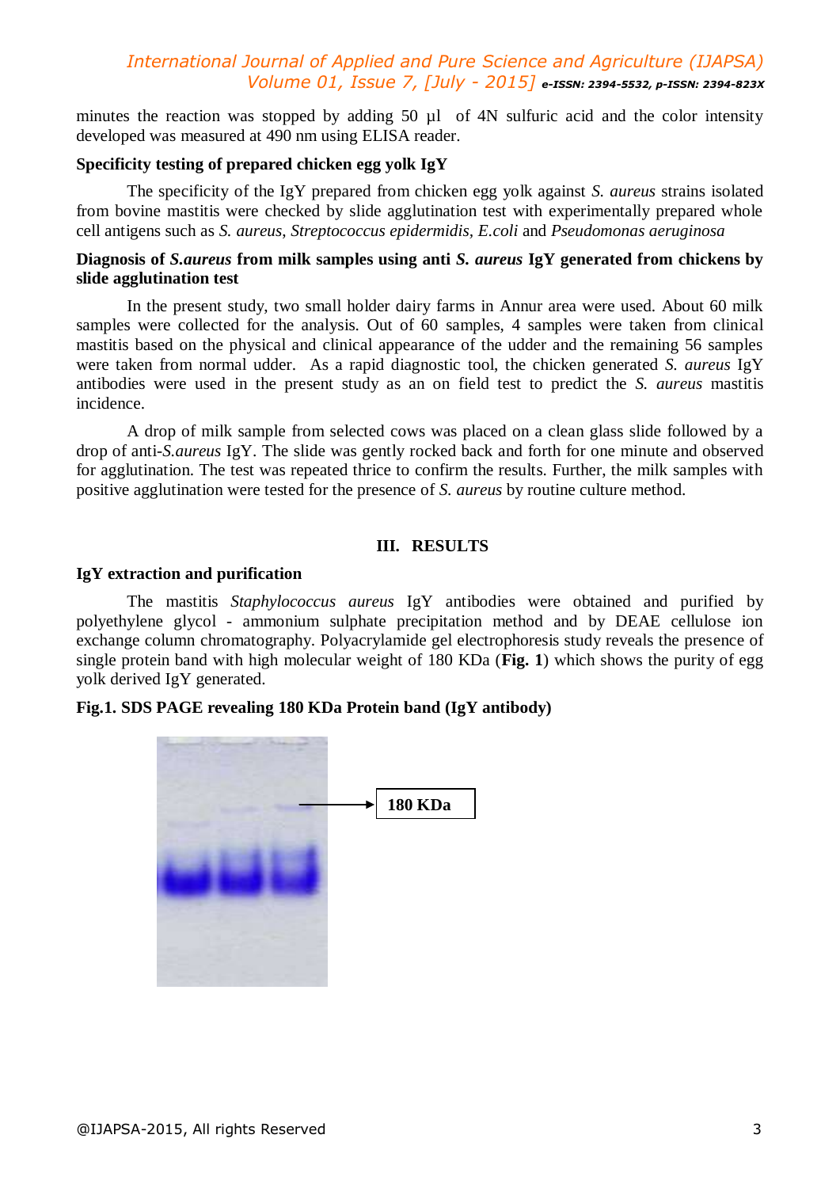minutes the reaction was stopped by adding 50 µl of 4N sulfuric acid and the color intensity developed was measured at 490 nm using ELISA reader.

**Specificity testing of prepared chicken egg yolk IgY**

The specificity of the IgY prepared from chicken egg yolk against *S. aureus* strains isolated from bovine mastitis were checked by slide agglutination test with experimentally prepared whole cell antigens such as *S. aureus*, *Streptococcus epidermidis*, *E.coli* and *Pseudomonas aeruginosa*

**Diagnosis of *S.aureus* from milk samples using anti *S. aureus* IgY generated from chickens by slide agglutination test**

In the present study, two small holder dairy farms in Annur area were used. About 60 milk samples were collected for the analysis. Out of 60 samples, 4 samples were taken from clinical mastitis based on the physical and clinical appearance of the udder and the remaining 56 samples were taken from normal udder. As a rapid diagnostic tool, the chicken generated *S. aureus* IgY antibodies were used in the present study as an on field test to predict the *S. aureus* mastitis incidence.

A drop of milk sample from selected cows was placed on a clean glass slide followed by a drop of anti-*S.aureus* IgY. The slide was gently rocked back and forth for one minute and observed for agglutination. The test was repeated thrice to confirm the results. Further, the milk samples with positive agglutination were tested for the presence of *S. aureus* by routine culture method.

## III. RESULTS

**IgY extraction and purification**

The mastitis *Staphylococcus aureus* IgY antibodies were obtained and purified by polyethylene glycol - ammonium sulphate precipitation method and by DEAE cellulose ion exchange column chromatography. Polyacrylamide gel electrophoresis study reveals the presence of single protein band with high molecular weight of 180 KDa (**Fig. 1**) which shows the purity of egg yolk derived IgY generated.

**Fig.1. SDS PAGE revealing 180 KDa Protein band (IgY antibody)**

180 KDa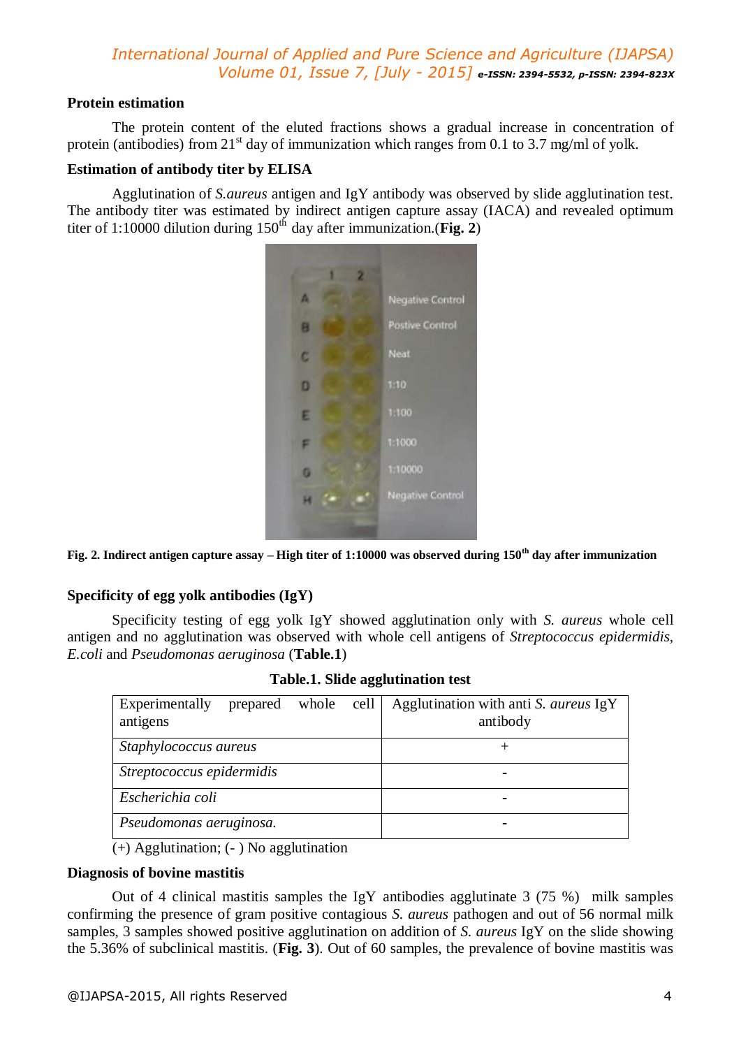### Protein estimation

The protein content of the eluted fractions shows a gradual increase in concentration of protein (antibodies) from 21$^{st}$ day of immunization which ranges from 0.1 to 3.7 mg/ml of yolk.

### Estimation of antibody titer by ELISA

Agglutination of *S.aureus* antigen and IgY antibody was observed by slide agglutination test. The antibody titer was estimated by indirect antigen capture assay (IACA) and revealed optimum titer of 1:10000 dilution during 150$^{th}$ day after immunization.(**Fig. 2**)

**Fig. 2. Indirect antigen capture assay – High titer of 1:10000 was observed during 150$^{th}$ day after immunization**

### Specificity of egg yolk antibodies (IgY)

Specificity testing of egg yolk IgY showed agglutination only with *S. aureus* whole cell antigen and no agglutination was observed with whole cell antigens of *Streptococcus epidermidis*, *E.coli* and *Pseudomonas aeruginosa* (**Table.1**)

**Table.1. Slide agglutination test**

| Experimentally prepared whole cell antigens | Agglutination with anti *S. aureus* IgY antibody |
|---|---|
| *Staphylococcus aureus* | + |
| *Streptococcus epidermidis* | - |
| *Escherichia coli* | - |
| *Pseudomonas aeruginosa.* | - |

(+) Agglutination; (- ) No agglutination

### Diagnosis of bovine mastitis

Out of 4 clinical mastitis samples the IgY antibodies agglutinate 3 (75 %) milk samples confirming the presence of gram positive contagious *S. aureus* pathogen and out of 56 normal milk samples, 3 samples showed positive agglutination on addition of *S. aureus* IgY on the slide showing the 5.36% of subclinical mastitis. (**Fig. 3**). Out of 60 samples, the prevalence of bovine mastitis was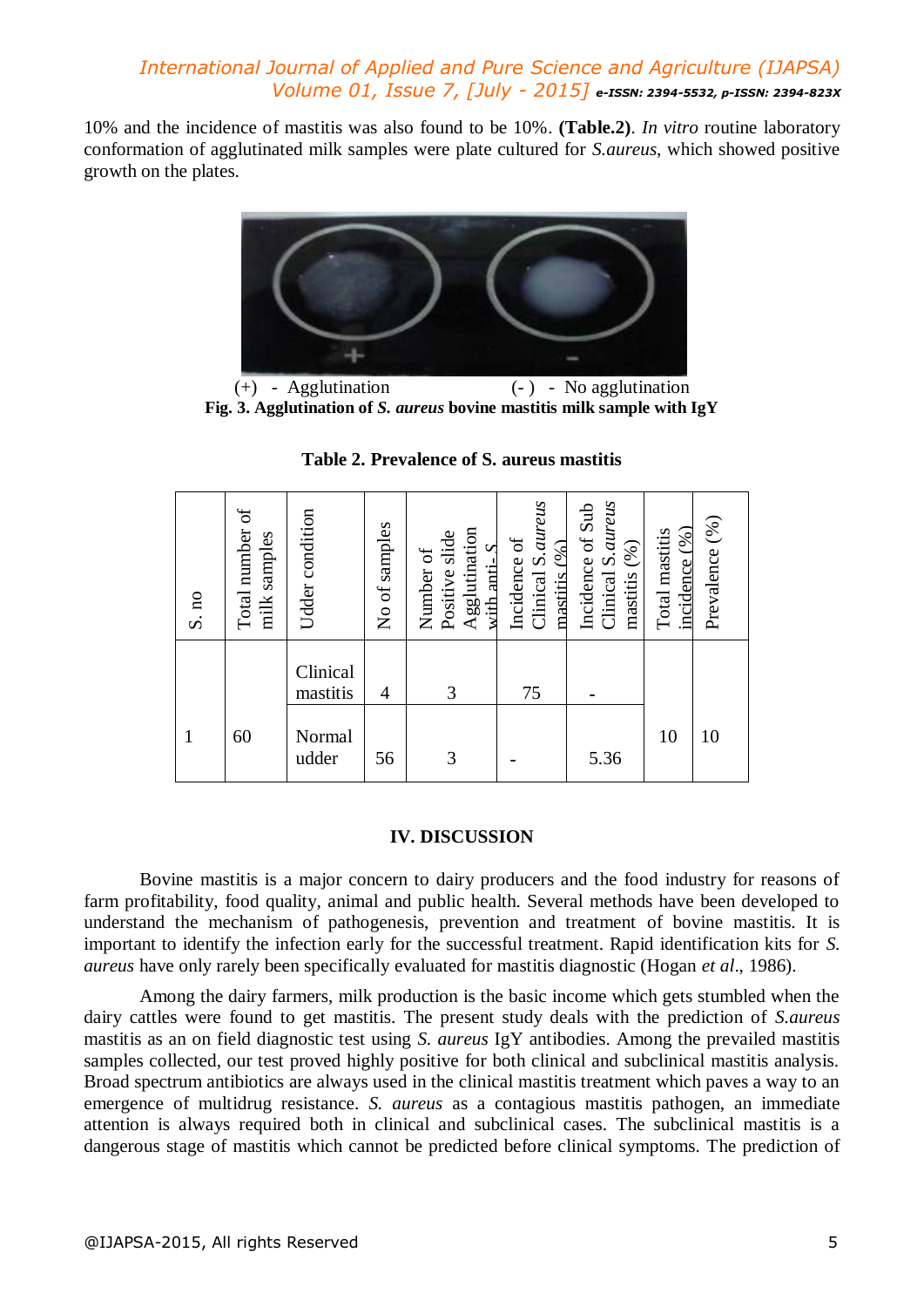10% and the incidence of mastitis was also found to be 10%. **(Table.2)**. *In vitro* routine laboratory conformation of agglutinated milk samples were plate cultured for *S.aureus*, which showed positive growth on the plates.

(+) - Agglutination (- ) - No agglutination

**Fig. 3. Agglutination of *S. aureus* bovine mastitis milk sample with IgY**

**Table 2. Prevalence of S. aureus mastitis**

| S. no | Total number of milk samples | Udder condition | No of samples | Number of Positive slide Agglutination with anti- S. | Incidence of Clinical *S.aureus* mastitis (%) | Incidence of Sub Clinical *S.aureus* mastitis (%) | Total mastitis incidence (%) | Prevalence (%) |
|---|---|---|---|---|---|---|---|---|
| 1 | 60 | Clinical mastitis | 4 | 3 | 75 | - | 10 | 10 |
| | | Normal udder | 56 | 3 | - | 5.36 | | |

## IV. DISCUSSION

Bovine mastitis is a major concern to dairy producers and the food industry for reasons of farm profitability, food quality, animal and public health. Several methods have been developed to understand the mechanism of pathogenesis, prevention and treatment of bovine mastitis. It is important to identify the infection early for the successful treatment. Rapid identification kits for *S. aureus* have only rarely been specifically evaluated for mastitis diagnostic (Hogan *et al*., 1986).

Among the dairy farmers, milk production is the basic income which gets stumbled when the dairy cattles were found to get mastitis. The present study deals with the prediction of *S.aureus* mastitis as an on field diagnostic test using *S. aureus* IgY antibodies. Among the prevailed mastitis samples collected, our test proved highly positive for both clinical and subclinical mastitis analysis. Broad spectrum antibiotics are always used in the clinical mastitis treatment which paves a way to an emergence of multidrug resistance. *S. aureus* as a contagious mastitis pathogen, an immediate attention is always required both in clinical and subclinical cases. The subclinical mastitis is a dangerous stage of mastitis which cannot be predicted before clinical symptoms. The prediction of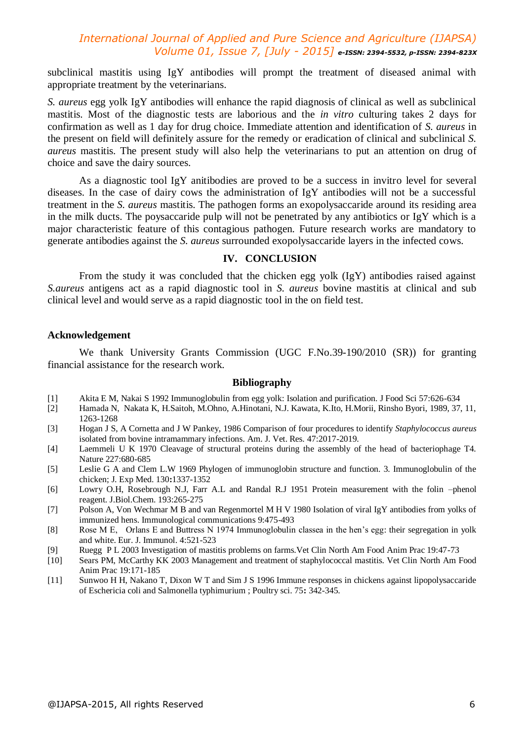subclinical mastitis using IgY antibodies will prompt the treatment of diseased animal with appropriate treatment by the veterinarians.

*S. aureus* egg yolk IgY antibodies will enhance the rapid diagnosis of clinical as well as subclinical mastitis. Most of the diagnostic tests are laborious and the *in vitro* culturing takes 2 days for confirmation as well as 1 day for drug choice. Immediate attention and identification of *S. aureus* in the present on field will definitely assure for the remedy or eradication of clinical and subclinical *S. aureus* mastitis. The present study will also help the veterinarians to put an attention on drug of choice and save the dairy sources.

As a diagnostic tool IgY anitibodies are proved to be a success in invitro level for several diseases. In the case of dairy cows the administration of IgY antibodies will not be a successful treatment in the *S. aureus* mastitis. The pathogen forms an exopolysaccaride around its residing area in the milk ducts. The poysaccaride pulp will not be penetrated by any antibiotics or IgY which is a major characteristic feature of this contagious pathogen. Future research works are mandatory to generate antibodies against the *S. aureus* surrounded exopolysaccaride layers in the infected cows.

## IV. CONCLUSION

From the study it was concluded that the chicken egg yolk (IgY) antibodies raised against *S.aureus* antigens act as a rapid diagnostic tool in *S. aureus* bovine mastitis at clinical and sub clinical level and would serve as a rapid diagnostic tool in the on field test.

### Acknowledgement

We thank University Grants Commission (UGC F.No.39-190/2010 (SR)) for granting financial assistance for the research work.

## Bibliography

[1] Akita E M, Nakai S 1992 Immunoglobulin from egg yolk: Isolation and purification. J Food Sci 57:626-634

[2] Hamada N, Nakata K, H.Saitoh, M.Ohno, A.Hinotani, N.J. Kawata, K.Ito, H.Morii, Rinsho Byori, 1989, 37, 11, 1263-1268

[3] Hogan J S, A Cornetta and J W Pankey, 1986 Comparison of four procedures to identify *Staphylococcus aureus* isolated from bovine intramammary infections. Am. J. Vet. Res. 47:2017-2019.

[4] Laemmeli U K 1970 Cleavage of structural proteins during the assembly of the head of bacteriophage T4. Nature 227:680-685

[5] Leslie G A and Clem L.W 1969 Phylogen of immunoglobin structure and function. 3. Immunoglobulin of the chicken; J. Exp Med. 130**:**1337-1352

[6] Lowry O.H, Rosebrough N.J, Farr A.L and Randal R.J 1951 Protein measurement with the folin –phenol reagent. J.Biol.Chem. 193:265-275

[7] Polson A, Von Wechmar M B and van Regenmortel M H V 1980 Isolation of viral IgY antibodies from yolks of immunized hens. Immunological communications 9:475-493

[8] Rose M E, Orlans E and Buttress N 1974 Immunoglobulin classea in the hen's egg: their segregation in yolk and white. Eur. J. Immunol. 4:521-523

[9] Ruegg P L 2003 Investigation of mastitis problems on farms.Vet Clin North Am Food Anim Prac 19:47-73

[10] Sears PM, McCarthy KK 2003 Management and treatment of staphylococcal mastitis. Vet Clin North Am Food Anim Prac 19:171-185

[11] Sunwoo H H, Nakano T, Dixon W T and Sim J S 1996 Immune responses in chickens against lipopolysaccharide of Eschericia coli and Salmonella typhimurium ; Poultry sci. 75**:** 342-345.